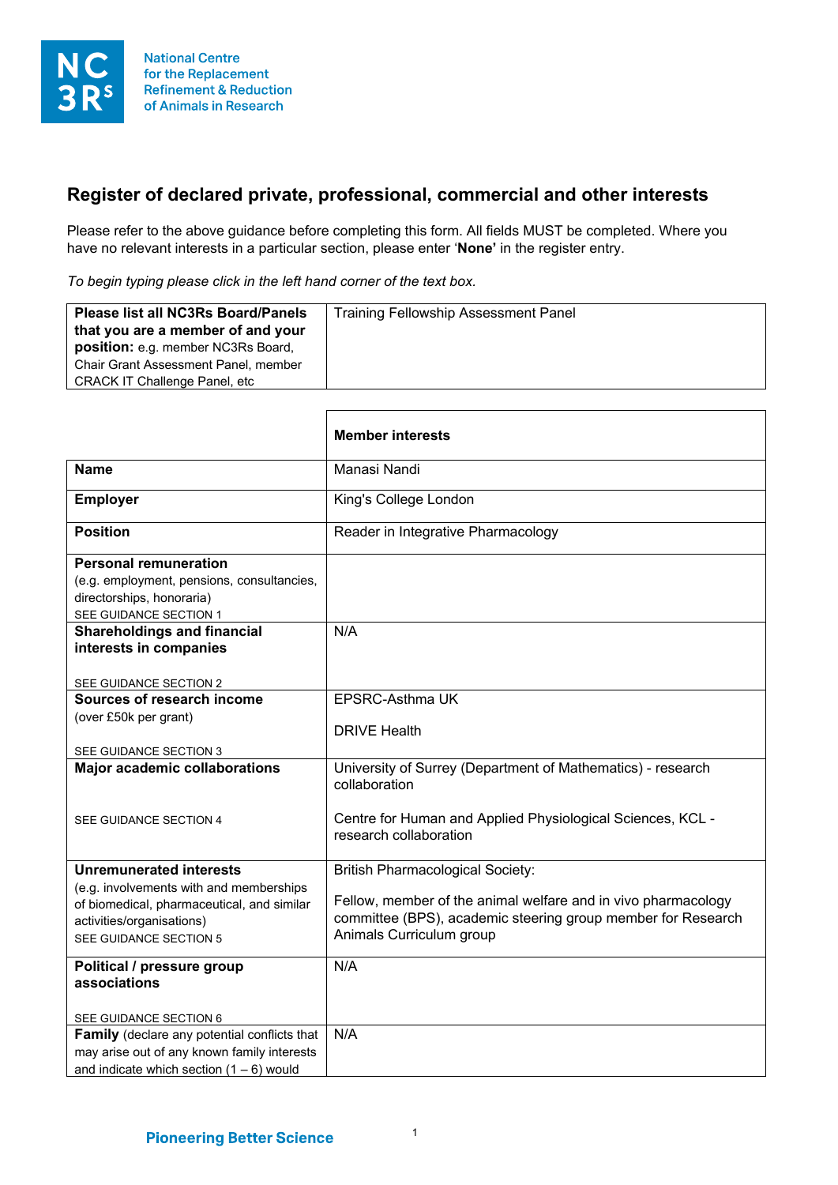National Centre for the Replacement Refinement & Reduction of Animals in Research

## Register of declared private, professional, commercial and other interests

Please refer to the above guidance before completing this form. All fields MUST be completed. Where you have no relevant interests in a particular section, please enter '**None**' in the register entry.

*To begin typing please click in the left hand corner of the text box.*

| **Please list all NC3Rs Board/Panels that you are a member of and your position:** e.g. member NC3Rs Board, Chair Grant Assessment Panel, member CRACK IT Challenge Panel, etc | Training Fellowship Assessment Panel |
|---|---|

| | **Member interests** |
|---|---|
| **Name** | Manasi Nandi |
| **Employer** | King's College London |
| **Position** | Reader in Integrative Pharmacology |
| **Personal remuneration** (e.g. employment, pensions, consultancies, directorships, honoraria) SEE GUIDANCE SECTION 1 | |
| **Shareholdings and financial interests in companies** SEE GUIDANCE SECTION 2 | N/A |
| **Sources of research income** (over £50k per grant) SEE GUIDANCE SECTION 3 | EPSRC-Asthma UK<br><br>DRIVE Health |
| **Major academic collaborations** SEE GUIDANCE SECTION 4 | University of Surrey (Department of Mathematics) - research collaboration<br><br>Centre for Human and Applied Physiological Sciences, KCL - research collaboration |
| **Unremunerated interests** (e.g. involvements with and memberships of biomedical, pharmaceutical, and similar activities/organisations) SEE GUIDANCE SECTION 5 | British Pharmacological Society:<br><br>Fellow, member of the animal welfare and in vivo pharmacology committee (BPS), academic steering group member for Research Animals Curriculum group |
| **Political / pressure group associations** SEE GUIDANCE SECTION 6 | N/A |
| **Family** (declare any potential conflicts that may arise out of any known family interests and indicate which section (1 – 6) would | N/A |

Pioneering Better Science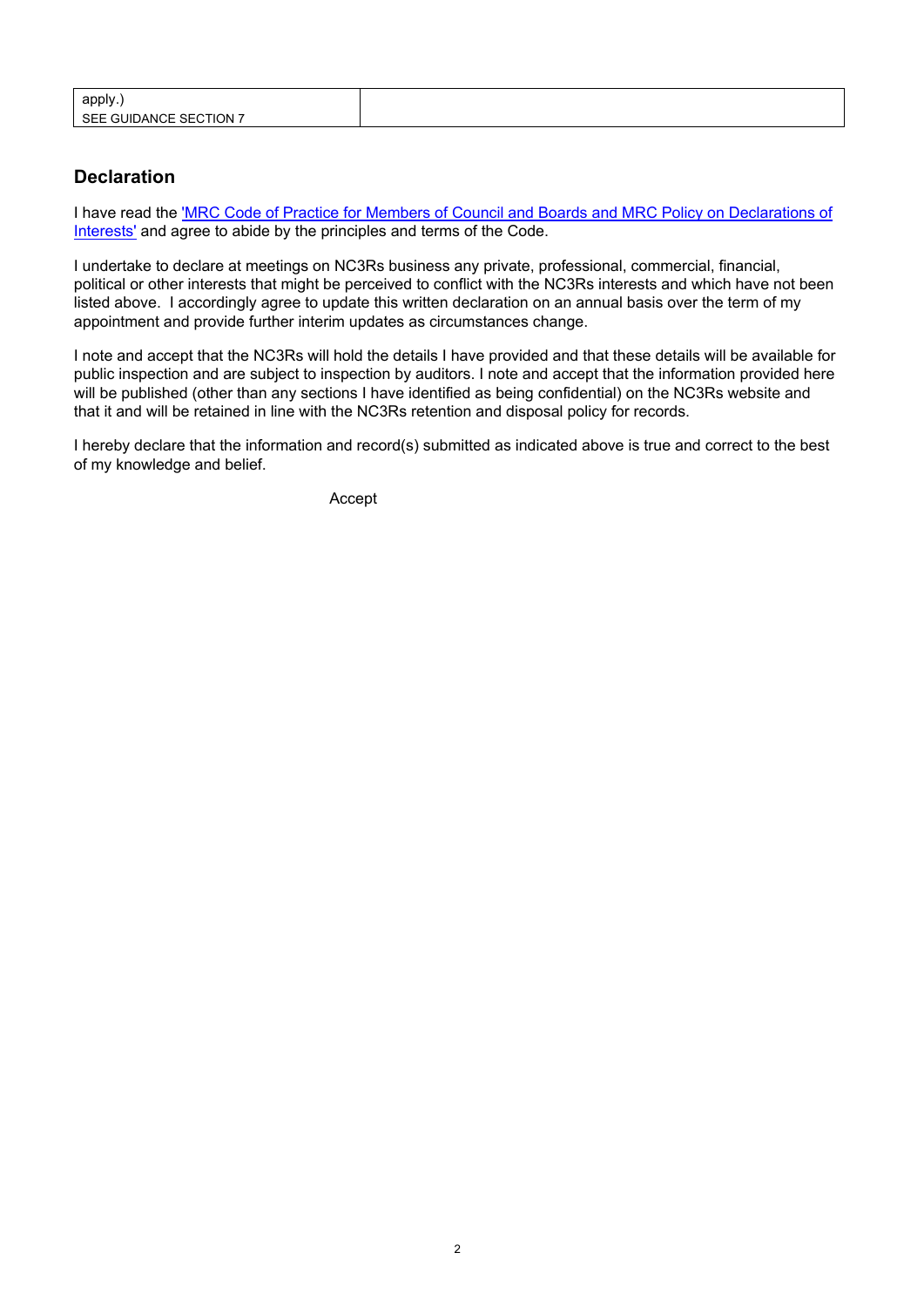| | |
|---|---|
| apply.)<br>SEE GUIDANCE SECTION 7 | |

## Declaration

I have read the 'MRC Code of Practice for Members of Council and Boards and MRC Policy on Declarations of Interests' and agree to abide by the principles and terms of the Code.

I undertake to declare at meetings on NC3Rs business any private, professional, commercial, financial, political or other interests that might be perceived to conflict with the NC3Rs interests and which have not been listed above. I accordingly agree to update this written declaration on an annual basis over the term of my appointment and provide further interim updates as circumstances change.

I note and accept that the NC3Rs will hold the details I have provided and that these details will be available for public inspection and are subject to inspection by auditors. I note and accept that the information provided here will be published (other than any sections I have identified as being confidential) on the NC3Rs website and that it and will be retained in line with the NC3Rs retention and disposal policy for records.

I hereby declare that the information and record(s) submitted as indicated above is true and correct to the best of my knowledge and belief.

Accept